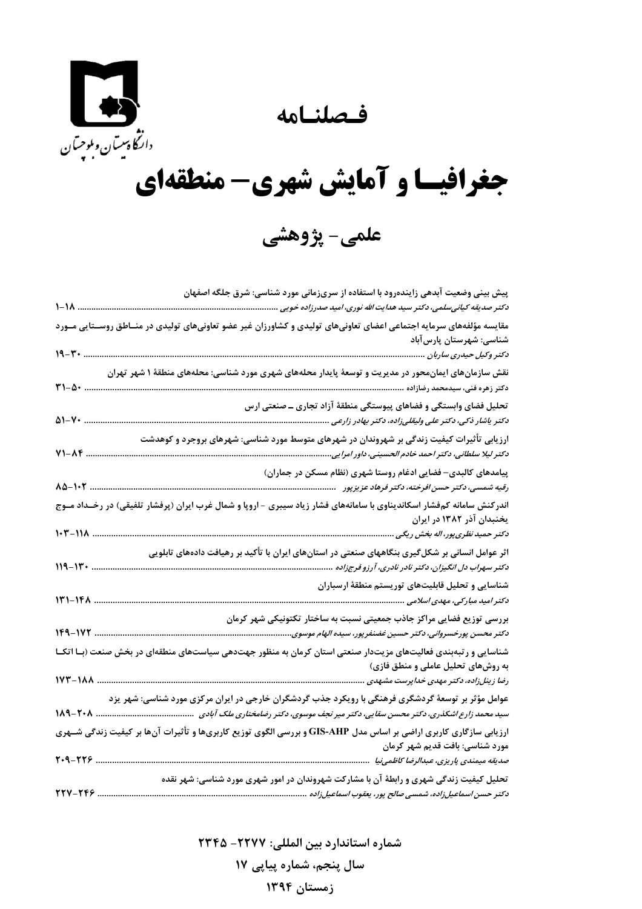دانشگاه سیستان و بلوچستان

# فصلنامه

# جغرافیا و آمایش شهری- منطقه‌ای

## علمی- پژوهشی

**پیش بینی وضعیت آبدهی زاینده‌رود با استفاده از سری‌زمانی مورد شناسی: شرق جلگه اصفهان**
*دکتر صدیقه کیانی‌سلمی، دکتر سید هدایت الله نوری، امید صدرزاده خویی* ........ ۱-۱۸

**مقایسه مؤلفه‌های سرمایه اجتماعی اعضای تعاونی‌های تولیدی و کشاورزان غیر عضو تعاونی‌های تولیدی در مناطق روستایی مورد شناسی: شهرستان پارس‌آباد**
*دکتر وکیل حیدری ساربان* ........ ۱۹-۳۰

**نقش سازمان‌های ایمان‌محور در مدیریت و توسعهٔ پایدار محله‌های شهری مورد شناسی: محله‌های منطقهٔ ۱ شهر تهران**
دکتر زهره فنی، سیدمحمد رضازاده ........ ۳۱-۵۰

**تحلیل فضای وابستگی و فضاهای پیوستگی منطقهٔ آزاد تجاری ــ صنعتی ارس**
*دکتر یاشار ذکی، دکتر علی ولیقلی‌زاده، دکتر بهادر زارعی* ........ ۵۱-۷۰

**ارزیابی تأثیرات کیفیت زندگی بر شهروندان در شهرهای متوسط مورد شناسی: شهرهای بروجرد و کوهدشت**
*دکتر لیلا سلطانی، دکتر احمد خادم الحسینی، داور امرایی* ........ ۷۱-۸۴

**پیامدهای کالبدی- فضایی ادغام روستا شهری (نظام مسکن در جماران)**
*رقیه شمسی، دکتر حسن افرخته، دکتر فرهاد عزیزپور* ........ ۸۵-۱۰۲

**اندرکنش سامانه کم‌فشار اسکاندیناوی با سامانه‌های فشار زیاد سیبری - اروپا و شمال غرب ایران (پرفشار تلفیقی) در رخداد موج یخبندان آذر ۱۳۸۲ در ایران**
*دکتر حمید نظری‌پور، اله بخش ریگی* ........ ۱۰۳-۱۱۸

**اثر عوامل انسانی بر شکل‌گیری بنگاههای صنعتی در استان‌های ایران با تأکید بر رهیافت داده‌های تابلویی**
*دکتر سهراب دل انگیزان، دکتر نادر نادری، آرزو فرجزاده* ........ ۱۱۹-۱۳۰

**شناسایی و تحلیل قابلیت‌های توریستم منطقهٔ ارسباران**
*دکتر امید مبارکی، مهدی اسلامی* ........ ۱۳۱-۱۴۸

**بررسی توزیع فضایی مراکز جاذب جمعیتی نسبت به ساختار تکتونیکی شهر کرمان**
*دکتر محسن پورخسروانی، دکتر حسین غضنفرپور، سیده الهام موسوی* ........ ۱۴۹-۱۷۲

**شناسایی و رتبه‌بندی فعالیت‌های مزیت‌دار صنعتی استان کرمان به منظور جهت‌دهی سیاست‌های منطقه‌ای در بخش صنعت (با اتکا به روش‌های تحلیل عاملی و منطق فازی)**
*رضا زینل‌زاده، دکتر مهدی خداپرست مشهدی* ........ ۱۷۳-۱۸۸

**عوامل مؤثر بر توسعهٔ گردشگری فرهنگی با رویکرد جذب گردشگران خارجی در ایران مرکزی مورد شناسی: شهر یزد**
*سید محمد زارع اشکذری، دکتر محسن سقایی، دکتر میر نجف موسوی، دکتر رضامختاری ملک آبادی* ........ ۱۸۹-۲۰۸

**ارزیابی سازگاری کاربری اراضی بر اساس مدل GIS-AHP و بررسی الگوی توزیع کاربری‌ها و تأثیرات آن‌ها بر کیفیت زندگی شهری مورد شناسی: بافت قدیم شهر کرمان**
*صدیقه میمندی پاریزی، عبدالرضا کاظمی‌نیا* ........ ۲۰۹-۲۲۶

**تحلیل کیفیت زندگی شهری و رابطهٔ آن با مشارکت شهروندان در امور شهری مورد شناسی: شهر نقده**
*دکتر حسن اسماعیل‌زاده، شمسی صالح پور، یعقوب اسماعیل‌زاده* ........ ۲۲۷-۲۴۶

**شماره استاندارد بین المللی: ۲۲۷۷- ۲۳۴۵**

**سال پنجم، شماره پیاپی ۱۷**

**زمستان ۱۳۹۴**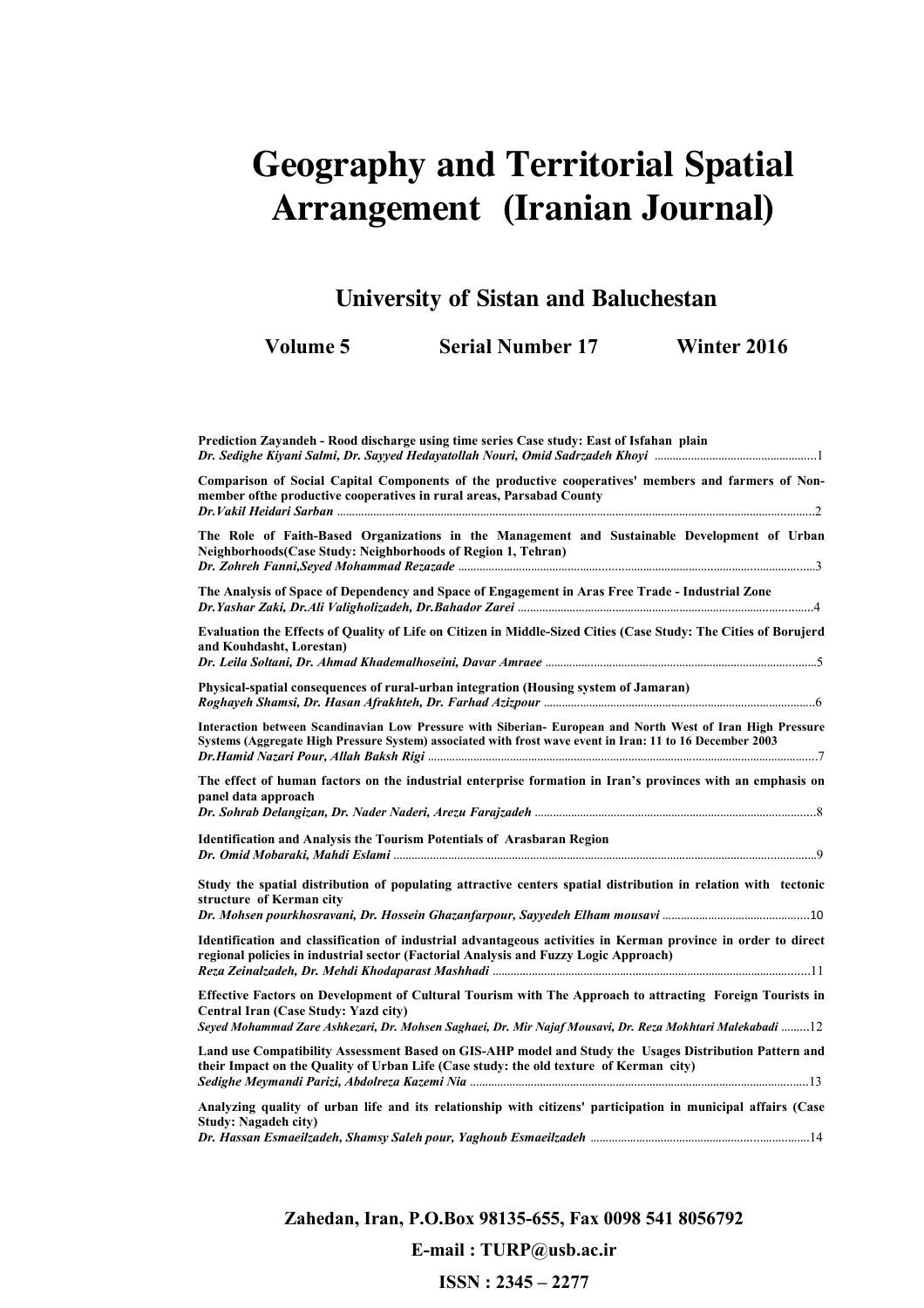# Geography and Territorial Spatial Arrangement (Iranian Journal)

## University of Sistan and Baluchestan

**Volume 5 Serial Number 17 Winter 2016**

**Prediction Zayandeh - Rood discharge using time series Case study: East of Isfahan plain**
***Dr. Sedighe Kiyani Salmi, Dr. Sayyed Hedayatollah Nouri, Omid Sadrzadeh Khoyi*** ....................................................1

**Comparison of Social Capital Components of the productive cooperatives' members and farmers of Non-member ofthe productive cooperatives in rural areas, Parsabad County**
***Dr.Vakil Heidari Sarban*** ....................................................2

**The Role of Faith-Based Organizations in the Management and Sustainable Development of Urban Neighborhoods(Case Study: Neighborhoods of Region 1, Tehran)**
***Dr. Zohreh Fanni,Seyed Mohammad Rezazade*** ....................................................3

**The Analysis of Space of Dependency and Space of Engagement in Aras Free Trade - Industrial Zone**
***Dr.Yashar Zaki, Dr.Ali Valigholizadeh, Dr.Bahador Zarei*** ....................................................4

**Evaluation the Effects of Quality of Life on Citizen in Middle-Sized Cities (Case Study: The Cities of Borujerd and Kouhdasht, Lorestan)**
***Dr. Leila Soltani, Dr. Ahmad Khademalhoseini, Davar Amraee*** ....................................................5

**Physical-spatial consequences of rural-urban integration (Housing system of Jamaran)**
***Roghayeh Shamsi, Dr. Hasan Afrakhteh, Dr. Farhad Azizpour*** ....................................................6

**Interaction between Scandinavian Low Pressure with Siberian- European and North West of Iran High Pressure Systems (Aggregate High Pressure System) associated with frost wave event in Iran: 11 to 16 December 2003**
***Dr.Hamid Nazari Pour, Allah Baksh Rigi*** ....................................................7

**The effect of human factors on the industrial enterprise formation in Iran's provinces with an emphasis on panel data approach**
***Dr. Sohrab Delangizan, Dr. Nader Naderi, Arezu Farajzadeh*** ....................................................8

**Identification and Analysis the Tourism Potentials of Arasbaran Region**
***Dr. Omid Mobaraki, Mahdi Eslami*** ....................................................9

**Study the spatial distribution of populating attractive centers spatial distribution in relation with tectonic structure of Kerman city**
***Dr. Mohsen pourkhosravani, Dr. Hossein Ghazanfarpour, Sayyedeh Elham mousavi*** ....................................................10

**Identification and classification of industrial advantageous activities in Kerman province in order to direct regional policies in industrial sector (Factorial Analysis and Fuzzy Logic Approach)**
***Reza Zeinalzadeh, Dr. Mehdi Khodaparast Mashhadi*** ....................................................11

**Effective Factors on Development of Cultural Tourism with The Approach to attracting Foreign Tourists in Central Iran (Case Study: Yazd city)**
***Seyed Mohammad Zare Ashkezari, Dr. Mohsen Saghaei, Dr. Mir Najaf Mousavi, Dr. Reza Mokhtari Malekabadi*** .........12

**Land use Compatibility Assessment Based on GIS-AHP model and Study the Usages Distribution Pattern and their Impact on the Quality of Urban Life (Case study: the old texture of Kerman city)**
***Sedighe Meymandi Parizi, Abdolreza Kazemi Nia*** ....................................................13

**Analyzing quality of urban life and its relationship with citizens' participation in municipal affairs (Case Study: Nagadeh city)**
***Dr. Hassan Esmaeilzadeh, Shamsy Saleh pour, Yaghoub Esmaeilzadeh*** ....................................................14

**Zahedan, Iran, P.O.Box 98135-655, Fax 0098 541 8056792**

**E-mail : TURP@usb.ac.ir**

**ISSN : 2345 – 2277**